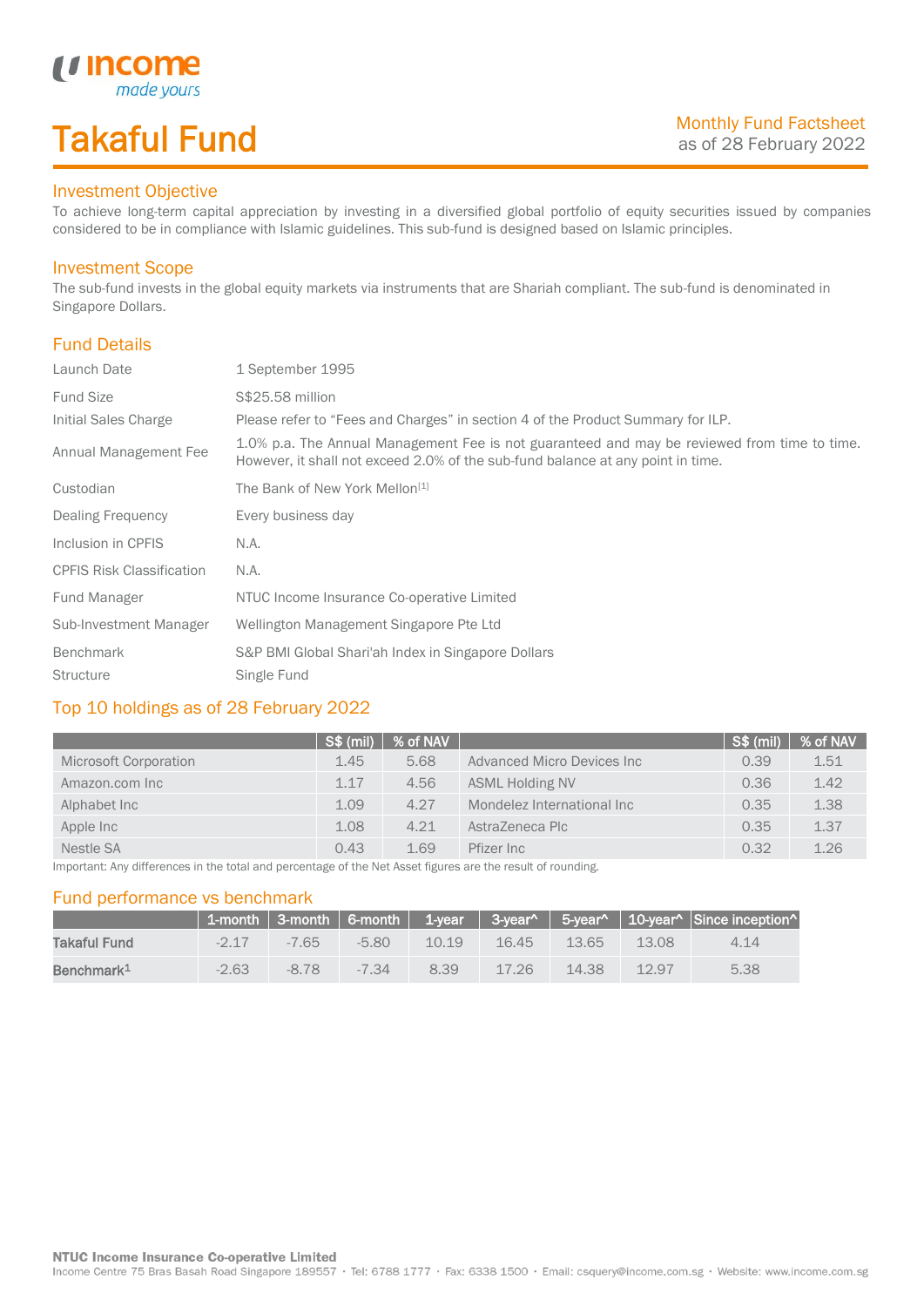# Takaful Fund

Monthly Fund Factsheet
as of 28 February 2022

## Investment Objective

To achieve long-term capital appreciation by investing in a diversified global portfolio of equity securities issued by companies considered to be in compliance with Islamic guidelines. This sub-fund is designed based on Islamic principles.

## Investment Scope

The sub-fund invests in the global equity markets via instruments that are Shariah compliant. The sub-fund is denominated in Singapore Dollars.

## Fund Details

| | |
|---|---|
| Launch Date | 1 September 1995 |
| Fund Size | S$25.58 million |
| Initial Sales Charge | Please refer to "Fees and Charges" in section 4 of the Product Summary for ILP. |
| Annual Management Fee | 1.0% p.a. The Annual Management Fee is not guaranteed and may be reviewed from time to time. However, it shall not exceed 2.0% of the sub-fund balance at any point in time. |
| Custodian | The Bank of New York Mellon[1] |
| Dealing Frequency | Every business day |
| Inclusion in CPFIS | N.A. |
| CPFIS Risk Classification | N.A. |
| Fund Manager | NTUC Income Insurance Co-operative Limited |
| Sub-Investment Manager | Wellington Management Singapore Pte Ltd |
| Benchmark | S&P BMI Global Shari'ah Index in Singapore Dollars |
| Structure | Single Fund |

## Top 10 holdings as of 28 February 2022

| | S$ (mil) | % of NAV | | S$ (mil) | % of NAV |
|---|---|---|---|---|---|
| Microsoft Corporation | 1.45 | 5.68 | Advanced Micro Devices Inc | 0.39 | 1.51 |
| Amazon.com Inc | 1.17 | 4.56 | ASML Holding NV | 0.36 | 1.42 |
| Alphabet Inc | 1.09 | 4.27 | Mondelez International Inc | 0.35 | 1.38 |
| Apple Inc | 1.08 | 4.21 | AstraZeneca Plc | 0.35 | 1.37 |
| Nestle SA | 0.43 | 1.69 | Pfizer Inc | 0.32 | 1.26 |

Important: Any differences in the total and percentage of the Net Asset figures are the result of rounding.

## Fund performance vs benchmark

| | 1-month | 3-month | 6-month | 1-year | 3-year^ | 5-year^ | 10-year^ | Since inception^ |
|---|---|---|---|---|---|---|---|---|
| **Takaful Fund** | -2.17 | -7.65 | -5.80 | 10.19 | 16.45 | 13.65 | 13.08 | 4.14 |
| **Benchmark[1]** | -2.63 | -8.78 | -7.34 | 8.39 | 17.26 | 14.38 | 12.97 | 5.38 |

**NTUC Income Insurance Co-operative Limited**
Income Centre 75 Bras Basah Road Singapore 189557 · Tel: 6788 1777 · Fax: 6338 1500 · Email: csquery@income.com.sg · Website: www.income.com.sg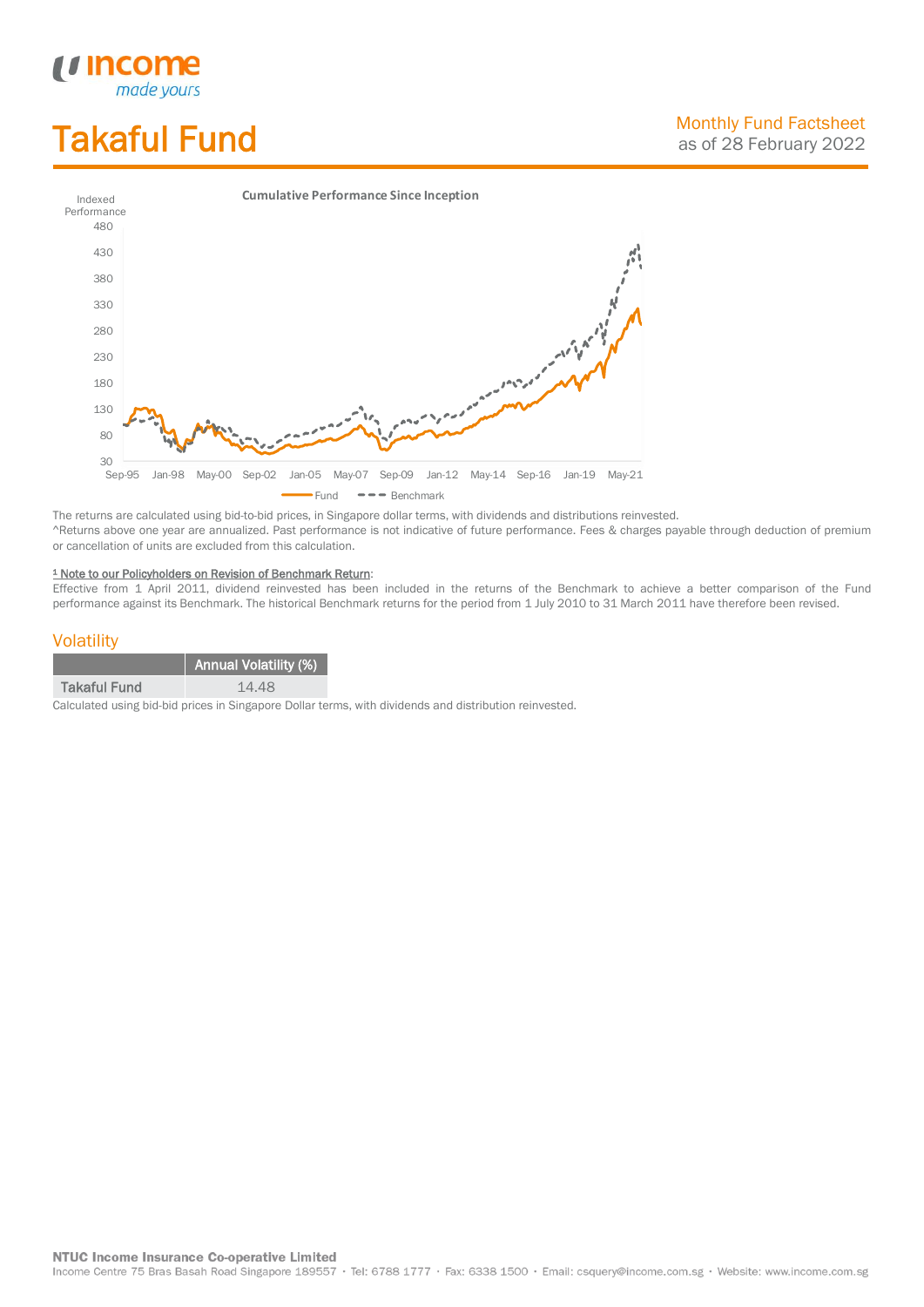# Takaful Fund

Monthly Fund Factsheet
as of 28 February 2022

**Cumulative Performance Since Inception**

The returns are calculated using bid-to-bid prices, in Singapore dollar terms, with dividends and distributions reinvested.
^Returns above one year are annualized. Past performance is not indicative of future performance. Fees & charges payable through deduction of premium or cancellation of units are excluded from this calculation.

[1] Note to our Policyholders on Revision of Benchmark Return:
Effective from 1 April 2011, dividend reinvested has been included in the returns of the Benchmark to achieve a better comparison of the Fund performance against its Benchmark. The historical Benchmark returns for the period from 1 July 2010 to 31 March 2011 have therefore been revised.

## Volatility

| | Annual Volatility (%) |
|---|---|
| Takaful Fund | 14.48 |

Calculated using bid-bid prices in Singapore Dollar terms, with dividends and distribution reinvested.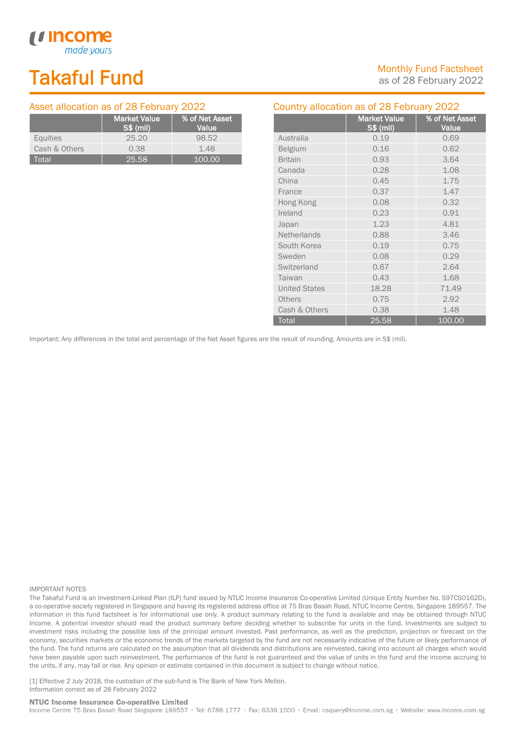# Takaful Fund

Monthly Fund Factsheet
as of 28 February 2022

## Asset allocation as of 28 February 2022

| | Market Value S$ (mil) | % of Net Asset Value |
|---|---|---|
| Equities | 25.20 | 98.52 |
| Cash & Others | 0.38 | 1.48 |
| Total | 25.58 | 100.00 |

## Country allocation as of 28 February 2022

| | Market Value S$ (mil) | % of Net Asset Value |
|---|---|---|
| Australia | 0.19 | 0.69 |
| Belgium | 0.16 | 0.62 |
| Britain | 0.93 | 3.64 |
| Canada | 0.28 | 1.08 |
| China | 0.45 | 1.75 |
| France | 0.37 | 1.47 |
| Hong Kong | 0.08 | 0.32 |
| Ireland | 0.23 | 0.91 |
| Japan | 1.23 | 4.81 |
| Netherlands | 0.88 | 3.46 |
| South Korea | 0.19 | 0.75 |
| Sweden | 0.08 | 0.29 |
| Switzerland | 0.67 | 2.64 |
| Taiwan | 0.43 | 1.68 |
| United States | 18.28 | 71.49 |
| Others | 0.75 | 2.92 |
| Cash & Others | 0.38 | 1.48 |
| Total | 25.58 | 100.00 |

Important: Any differences in the total and percentage of the Net Asset figures are the result of rounding. Amounts are in S$ (mil).

IMPORTANT NOTES

The Takaful Fund is an Investment-Linked Plan (ILP) fund issued by NTUC Income Insurance Co-operative Limited (Unique Entity Number No. S97CS0162D), a co-operative society registered in Singapore and having its registered address office at 75 Bras Basah Road, NTUC Income Centre, Singapore 189557. The information in this fund factsheet is for informational use only. A product summary relating to the fund is available and may be obtained through NTUC Income. A potential investor should read the product summary before deciding whether to subscribe for units in the fund. Investments are subject to investment risks including the possible loss of the principal amount invested. Past performance, as well as the prediction, projection or forecast on the economy, securities markets or the economic trends of the markets targeted by the fund are not necessarily indicative of the future or likely performance of the fund. The fund returns are calculated on the assumption that all dividends and distributions are reinvested, taking into account all charges which would have been payable upon such reinvestment. The performance of the fund is not guaranteed and the value of units in the fund and the income accruing to the units, if any, may fall or rise. Any opinion or estimate contained in this document is subject to change without notice.

[1] Effective 2 July 2018, the custodian of the sub-fund is The Bank of New York Mellon.
Information correct as of 28 February 2022

**NTUC Income Insurance Co-operative Limited**
Income Centre 75 Bras Basah Road Singapore 189557 · Tel: 6788 1777 · Fax: 6338 1500 · Email: csquery@income.com.sg · Website: www.income.com.sg